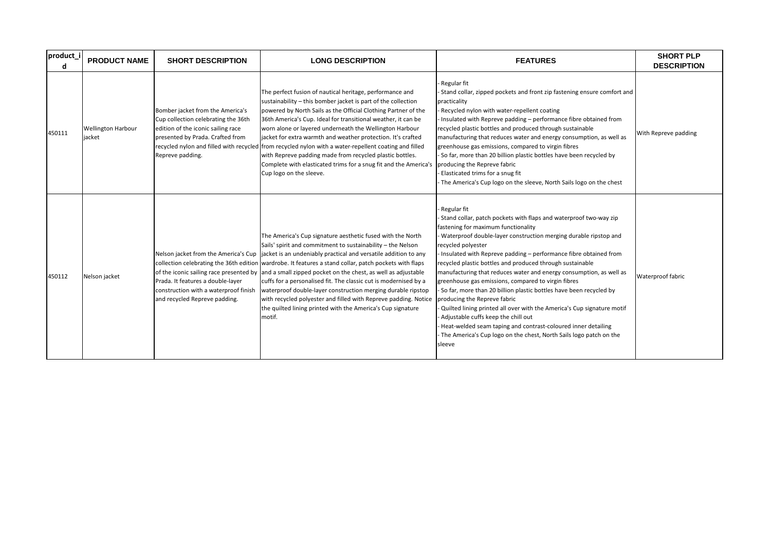| product_id | PRODUCT NAME | SHORT DESCRIPTION | LONG DESCRIPTION | FEATURES | SHORT PLP DESCRIPTION |
|---|---|---|---|---|---|
| 450111 | Wellington Harbour jacket | Bomber jacket from the America's Cup collection celebrating the 36th edition of the iconic sailing race presented by Prada. Crafted from recycled nylon and filled with recycled Repreve padding. | The perfect fusion of nautical heritage, performance and sustainability – this bomber jacket is part of the collection powered by North Sails as the Official Clothing Partner of the 36th America's Cup. Ideal for transitional weather, it can be worn alone or layered underneath the Wellington Harbour jacket for extra warmth and weather protection. It's crafted from recycled nylon with a water-repellent coating and filled with Repreve padding made from recycled plastic bottles. Complete with elasticated trims for a snug fit and the America's Cup logo on the sleeve. | - Regular fit<br>- Stand collar, zipped pockets and front zip fastening ensure comfort and practicality<br>- Recycled nylon with water-repellent coating<br>- Insulated with Repreve padding – performance fibre obtained from recycled plastic bottles and produced through sustainable manufacturing that reduces water and energy consumption, as well as greenhouse gas emissions, compared to virgin fibres<br>- So far, more than 20 billion plastic bottles have been recycled by producing the Repreve fabric<br>- Elasticated trims for a snug fit<br>- The America's Cup logo on the sleeve, North Sails logo on the chest | With Repreve padding |
| 450112 | Nelson jacket | Nelson jacket from the America's Cup collection celebrating the 36th edition of the iconic sailing race presented by Prada. It features a double-layer construction with a waterproof finish and recycled Repreve padding. | The America's Cup signature aesthetic fused with the North Sails' spirit and commitment to sustainability – the Nelson jacket is an undeniably practical and versatile addition to any wardrobe. It features a stand collar, patch pockets with flaps and a small zipped pocket on the chest, as well as adjustable cuffs for a personalised fit. The classic cut is modernised by a waterproof double-layer construction merging durable ripstop with recycled polyester and filled with Repreve padding. Notice the quilted lining printed with the America's Cup signature motif. | - Regular fit<br>- Stand collar, patch pockets with flaps and waterproof two-way zip fastening for maximum functionality<br>- Waterproof double-layer construction merging durable ripstop and recycled polyester<br>- Insulated with Repreve padding – performance fibre obtained from recycled plastic bottles and produced through sustainable manufacturing that reduces water and energy consumption, as well as greenhouse gas emissions, compared to virgin fibres<br>- So far, more than 20 billion plastic bottles have been recycled by producing the Repreve fabric<br>- Quilted lining printed all over with the America's Cup signature motif<br>- Adjustable cuffs keep the chill out<br>- Heat-welded seam taping and contrast-coloured inner detailing<br>- The America's Cup logo on the chest, North Sails logo patch on the sleeve | Waterproof fabric |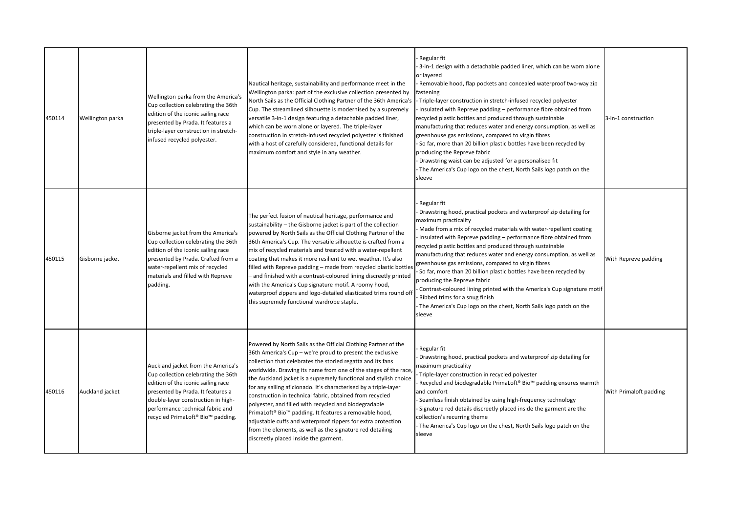| | | | | | |
|---|---|---|---|---|---|
| 450114 | Wellington parka | Wellington parka from the America's Cup collection celebrating the 36th edition of the iconic sailing race presented by Prada. It features a triple-layer construction in stretch-infused recycled polyester. | Nautical heritage, sustainability and performance meet in the Wellington parka: part of the exclusive collection presented by North Sails as the Official Clothing Partner of the 36th America's Cup. The streamlined silhouette is modernised by a supremely versatile 3-in-1 design featuring a detachable padded liner, which can be worn alone or layered. The triple-layer construction in stretch-infused recycled polyester is finished with a host of carefully considered, functional details for maximum comfort and style in any weather. | - Regular fit<br>- 3-in-1 design with a detachable padded liner, which can be worn alone or layered<br>- Removable hood, flap pockets and concealed waterproof two-way zip fastening<br>- Triple-layer construction in stretch-infused recycled polyester<br>- Insulated with Repreve padding – performance fibre obtained from recycled plastic bottles and produced through sustainable manufacturing that reduces water and energy consumption, as well as greenhouse gas emissions, compared to virgin fibres<br>- So far, more than 20 billion plastic bottles have been recycled by producing the Repreve fabric<br>- Drawstring waist can be adjusted for a personalised fit<br>- The America's Cup logo on the chest, North Sails logo patch on the sleeve | 3-in-1 construction |
| 450115 | Gisborne jacket | Gisborne jacket from the America's Cup collection celebrating the 36th edition of the iconic sailing race presented by Prada. Crafted from a water-repellent mix of recycled materials and filled with Repreve padding. | The perfect fusion of nautical heritage, performance and sustainability – the Gisborne jacket is part of the collection powered by North Sails as the Official Clothing Partner of the 36th America's Cup. The versatile silhouette is crafted from a mix of recycled materials and treated with a water-repellent coating that makes it more resilient to wet weather. It's also filled with Repreve padding – made from recycled plastic bottles – and finished with a contrast-coloured lining discreetly printed with the America's Cup signature motif. A roomy hood, waterproof zippers and logo-detailed elasticated trims round off this supremely functional wardrobe staple. | - Regular fit<br>- Drawstring hood, practical pockets and waterproof zip detailing for maximum practicality<br>- Made from a mix of recycled materials with water-repellent coating<br>- Insulated with Repreve padding – performance fibre obtained from recycled plastic bottles and produced through sustainable manufacturing that reduces water and energy consumption, as well as greenhouse gas emissions, compared to virgin fibres<br>- So far, more than 20 billion plastic bottles have been recycled by producing the Repreve fabric<br>- Contrast-coloured lining printed with the America's Cup signature motif<br>- Ribbed trims for a snug finish<br>- The America's Cup logo on the chest, North Sails logo patch on the sleeve | With Repreve padding |
| 450116 | Auckland jacket | Auckland jacket from the America's Cup collection celebrating the 36th edition of the iconic sailing race presented by Prada. It features a double-layer construction in high-performance technical fabric and recycled PrimaLoft® Bio™ padding. | Powered by North Sails as the Official Clothing Partner of the 36th America's Cup – we're proud to present the exclusive collection that celebrates the storied regatta and its fans worldwide. Drawing its name from one of the stages of the race, the Auckland jacket is a supremely functional and stylish choice for any sailing aficionado. It's characterised by a triple-layer construction in technical fabric, obtained from recycled polyester, and filled with recycled and biodegradable PrimaLoft® Bio™ padding. It features a removable hood, adjustable cuffs and waterproof zippers for extra protection from the elements, as well as the signature red detailing discreetly placed inside the garment. | - Regular fit<br>- Drawstring hood, practical pockets and waterproof zip detailing for maximum practicality<br>- Triple-layer construction in recycled polyester<br>- Recycled and biodegradable PrimaLoft® Bio™ padding ensures warmth and comfort<br>- Seamless finish obtained by using high-frequency technology<br>- Signature red details discreetly placed inside the garment are the collection's recurring theme<br>- The America's Cup logo on the chest, North Sails logo patch on the sleeve | With Primaloft padding |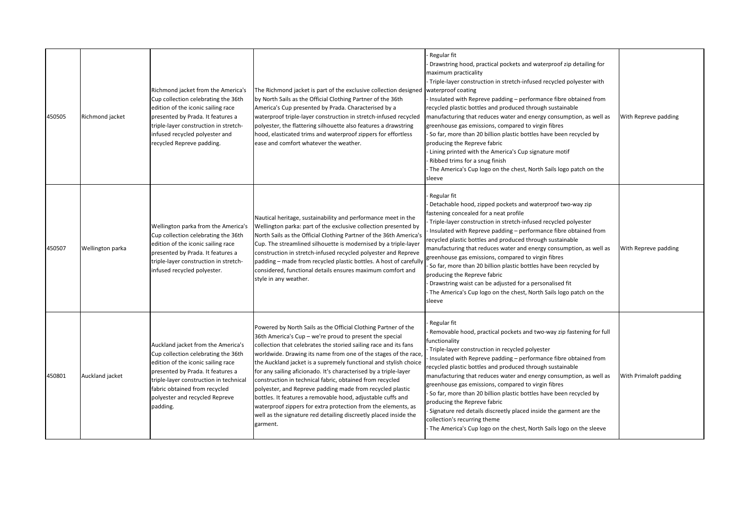| 450505 | Richmond jacket | Richmond jacket from the America's Cup collection celebrating the 36th edition of the iconic sailing race presented by Prada. It features a triple-layer construction in stretch-infused recycled polyester and recycled Repreve padding. | The Richmond jacket is part of the exclusive collection designed by North Sails as the Official Clothing Partner of the 36th America's Cup presented by Prada. Characterised by a waterproof triple-layer construction in stretch-infused recycled polyester, the flattering silhouette also features a drawstring hood, elasticated trims and waterproof zippers for effortless ease and comfort whatever the weather. | - Regular fit<br>- Drawstring hood, practical pockets and waterproof zip detailing for maximum practicality<br>- Triple-layer construction in stretch-infused recycled polyester with waterproof coating<br>- Insulated with Repreve padding – performance fibre obtained from recycled plastic bottles and produced through sustainable manufacturing that reduces water and energy consumption, as well as greenhouse gas emissions, compared to virgin fibres<br>- So far, more than 20 billion plastic bottles have been recycled by producing the Repreve fabric<br>- Lining printed with the America's Cup signature motif<br>- Ribbed trims for a snug finish<br>- The America's Cup logo on the chest, North Sails logo patch on the sleeve | With Repreve padding |
|---|---|---|---|---|---|
| 450507 | Wellington parka | Wellington parka from the America's Cup collection celebrating the 36th edition of the iconic sailing race presented by Prada. It features a triple-layer construction in stretch-infused recycled polyester. | Nautical heritage, sustainability and performance meet in the Wellington parka: part of the exclusive collection presented by North Sails as the Official Clothing Partner of the 36th America's Cup. The streamlined silhouette is modernised by a triple-layer construction in stretch-infused recycled polyester and Repreve padding – made from recycled plastic bottles. A host of carefully considered, functional details ensures maximum comfort and style in any weather. | - Regular fit<br>- Detachable hood, zipped pockets and waterproof two-way zip fastening concealed for a neat profile<br>- Triple-layer construction in stretch-infused recycled polyester<br>- Insulated with Repreve padding – performance fibre obtained from recycled plastic bottles and produced through sustainable manufacturing that reduces water and energy consumption, as well as greenhouse gas emissions, compared to virgin fibres<br>- So far, more than 20 billion plastic bottles have been recycled by producing the Repreve fabric<br>- Drawstring waist can be adjusted for a personalised fit<br>- The America's Cup logo on the chest, North Sails logo patch on the sleeve | With Repreve padding |
| 450801 | Auckland jacket | Auckland jacket from the America's Cup collection celebrating the 36th edition of the iconic sailing race presented by Prada. It features a triple-layer construction in technical fabric obtained from recycled polyester and recycled Repreve padding. | Powered by North Sails as the Official Clothing Partner of the 36th America's Cup – we're proud to present the special collection that celebrates the storied sailing race and its fans worldwide. Drawing its name from one of the stages of the race, the Auckland jacket is a supremely functional and stylish choice for any sailing aficionado. It's characterised by a triple-layer construction in technical fabric, obtained from recycled polyester, and Repreve padding made from recycled plastic bottles. It features a removable hood, adjustable cuffs and waterproof zippers for extra protection from the elements, as well as the signature red detailing discreetly placed inside the garment. | - Regular fit<br>- Removable hood, practical pockets and two-way zip fastening for full functionality<br>- Triple-layer construction in recycled polyester<br>- Insulated with Repreve padding – performance fibre obtained from recycled plastic bottles and produced through sustainable manufacturing that reduces water and energy consumption, as well as greenhouse gas emissions, compared to virgin fibres<br>- So far, more than 20 billion plastic bottles have been recycled by producing the Repreve fabric<br>- Signature red details discreetly placed inside the garment are the collection's recurring theme<br>- The America's Cup logo on the chest, North Sails logo on the sleeve | With Primaloft padding |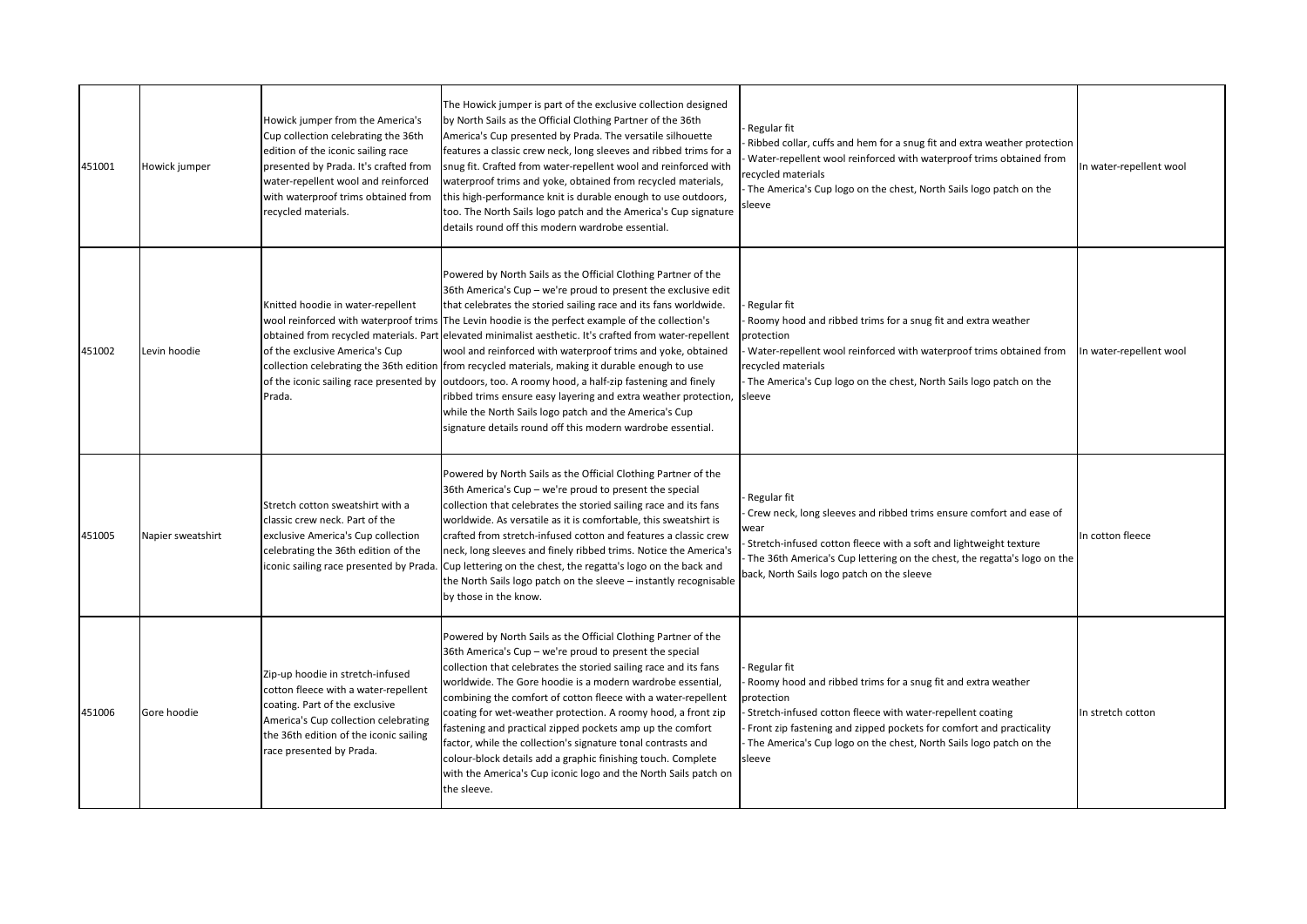| | | | | | |
|---|---|---|---|---|---|
| 451001 | Howick jumper | Howick jumper from the America's Cup collection celebrating the 36th edition of the iconic sailing race presented by Prada. It's crafted from water-repellent wool and reinforced with waterproof trims obtained from recycled materials. | The Howick jumper is part of the exclusive collection designed by North Sails as the Official Clothing Partner of the 36th America's Cup presented by Prada. The versatile silhouette features a classic crew neck, long sleeves and ribbed trims for a snug fit. Crafted from water-repellent wool and reinforced with waterproof trims and yoke, obtained from recycled materials, this high-performance knit is durable enough to use outdoors, too. The North Sails logo patch and the America's Cup signature details round off this modern wardrobe essential. | - Regular fit<br>- Ribbed collar, cuffs and hem for a snug fit and extra weather protection<br>- Water-repellent wool reinforced with waterproof trims obtained from recycled materials<br>- The America's Cup logo on the chest, North Sails logo patch on the sleeve | In water-repellent wool |
| 451002 | Levin hoodie | Knitted hoodie in water-repellent wool reinforced with waterproof trims obtained from recycled materials. Part of the exclusive America's Cup collection celebrating the 36th edition of the iconic sailing race presented by Prada. | Powered by North Sails as the Official Clothing Partner of the 36th America's Cup – we're proud to present the exclusive edit that celebrates the storied sailing race and its fans worldwide. The Levin hoodie is the perfect example of the collection's elevated minimalist aesthetic. It's crafted from water-repellent wool and reinforced with waterproof trims and yoke, obtained from recycled materials, making it durable enough to use outdoors, too. A roomy hood, a half-zip fastening and finely ribbed trims ensure easy layering and extra weather protection, while the North Sails logo patch and the America's Cup signature details round off this modern wardrobe essential. | - Regular fit<br>- Roomy hood and ribbed trims for a snug fit and extra weather protection<br>- Water-repellent wool reinforced with waterproof trims obtained from recycled materials<br>- The America's Cup logo on the chest, North Sails logo patch on the sleeve | In water-repellent wool |
| 451005 | Napier sweatshirt | Stretch cotton sweatshirt with a classic crew neck. Part of the exclusive America's Cup collection celebrating the 36th edition of the iconic sailing race presented by Prada. | Powered by North Sails as the Official Clothing Partner of the 36th America's Cup – we're proud to present the special collection that celebrates the storied sailing race and its fans worldwide. As versatile as it is comfortable, this sweatshirt is crafted from stretch-infused cotton and features a classic crew neck, long sleeves and finely ribbed trims. Notice the America's Cup lettering on the chest, the regatta's logo on the back and the North Sails logo patch on the sleeve – instantly recognisable by those in the know. | - Regular fit<br>- Crew neck, long sleeves and ribbed trims ensure comfort and ease of wear<br>- Stretch-infused cotton fleece with a soft and lightweight texture<br>- The 36th America's Cup lettering on the chest, the regatta's logo on the back, North Sails logo patch on the sleeve | In cotton fleece |
| 451006 | Gore hoodie | Zip-up hoodie in stretch-infused cotton fleece with a water-repellent coating. Part of the exclusive America's Cup collection celebrating the 36th edition of the iconic sailing race presented by Prada. | Powered by North Sails as the Official Clothing Partner of the 36th America's Cup – we're proud to present the special collection that celebrates the storied sailing race and its fans worldwide. The Gore hoodie is a modern wardrobe essential, combining the comfort of cotton fleece with a water-repellent coating for wet-weather protection. A roomy hood, a front zip fastening and practical zipped pockets amp up the comfort factor, while the collection's signature tonal contrasts and colour-block details add a graphic finishing touch. Complete with the America's Cup iconic logo and the North Sails patch on the sleeve. | - Regular fit<br>- Roomy hood and ribbed trims for a snug fit and extra weather protection<br>- Stretch-infused cotton fleece with water-repellent coating<br>- Front zip fastening and zipped pockets for comfort and practicality<br>- The America's Cup logo on the chest, North Sails logo patch on the sleeve | In stretch cotton |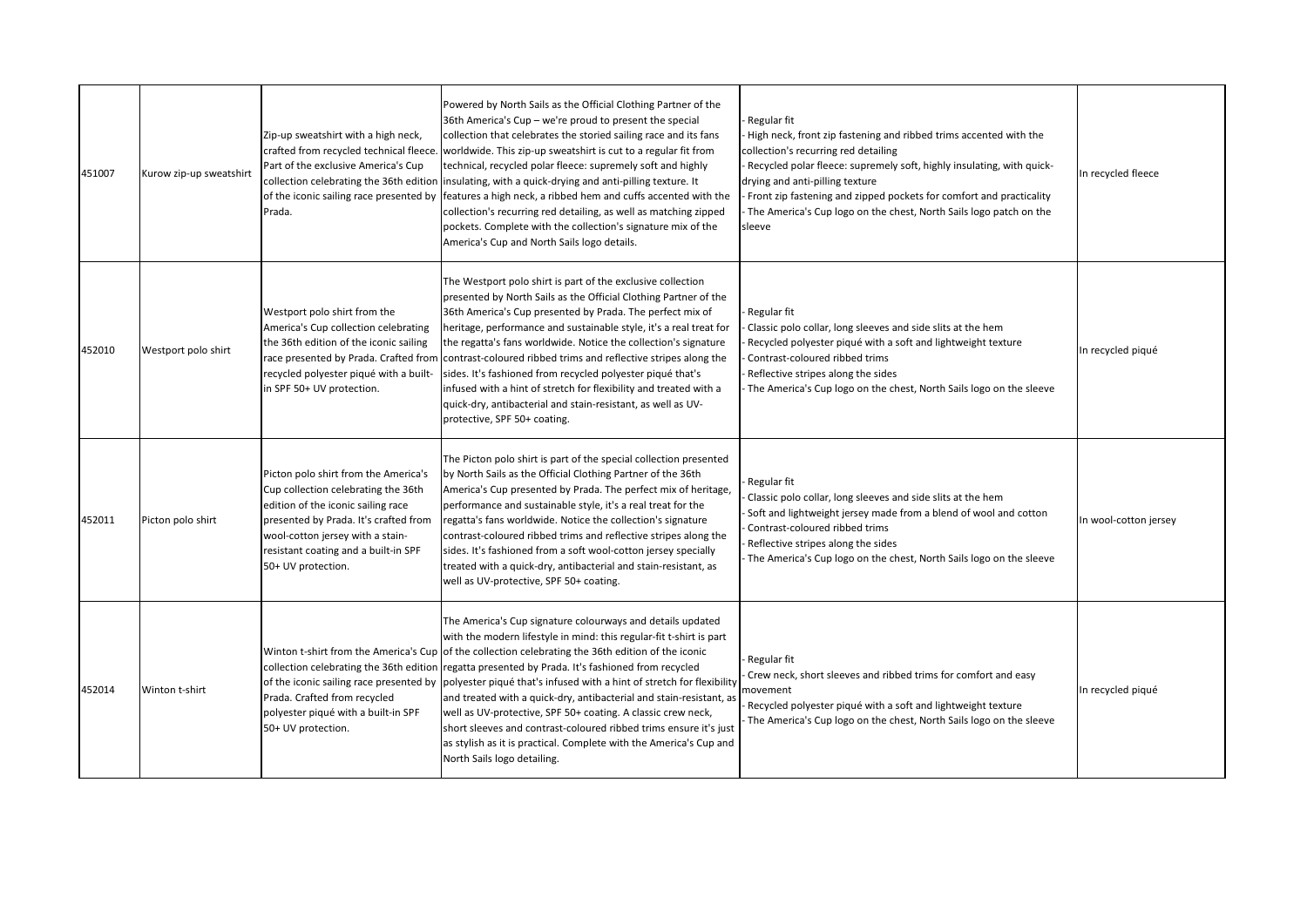| 451007 | Kurow zip-up sweatshirt | Zip-up sweatshirt with a high neck, crafted from recycled technical fleece. Part of the exclusive America's Cup collection celebrating the 36th edition of the iconic sailing race presented by Prada. | Powered by North Sails as the Official Clothing Partner of the 36th America's Cup – we're proud to present the special collection that celebrates the storied sailing race and its fans worldwide. This zip-up sweatshirt is cut to a regular fit from technical, recycled polar fleece: supremely soft and highly insulating, with a quick-drying and anti-pilling texture. It features a high neck, a ribbed hem and cuffs accented with the collection's recurring red detailing, as well as matching zipped pockets. Complete with the collection's signature mix of the America's Cup and North Sails logo details. | - Regular fit<br>- High neck, front zip fastening and ribbed trims accented with the collection's recurring red detailing<br>- Recycled polar fleece: supremely soft, highly insulating, with quick-drying and anti-pilling texture<br>- Front zip fastening and zipped pockets for comfort and practicality<br>- The America's Cup logo on the chest, North Sails logo patch on the sleeve | In recycled fleece |
|---|---|---|---|---|---|
| 452010 | Westport polo shirt | Westport polo shirt from the America's Cup collection celebrating the 36th edition of the iconic sailing race presented by Prada. Crafted from recycled polyester piqué with a built-in SPF 50+ UV protection. | The Westport polo shirt is part of the exclusive collection presented by North Sails as the Official Clothing Partner of the 36th America's Cup presented by Prada. The perfect mix of heritage, performance and sustainable style, it's a real treat for the regatta's fans worldwide. Notice the collection's signature contrast-coloured ribbed trims and reflective stripes along the sides. It's fashioned from recycled polyester piqué that's infused with a hint of stretch for flexibility and treated with a quick-dry, antibacterial and stain-resistant, as well as UV-protective, SPF 50+ coating. | - Regular fit<br>- Classic polo collar, long sleeves and side slits at the hem<br>- Recycled polyester piqué with a soft and lightweight texture<br>- Contrast-coloured ribbed trims<br>- Reflective stripes along the sides<br>- The America's Cup logo on the chest, North Sails logo on the sleeve | In recycled piqué |
| 452011 | Picton polo shirt | Picton polo shirt from the America's Cup collection celebrating the 36th edition of the iconic sailing race presented by Prada. It's crafted from wool-cotton jersey with a stain-resistant coating and a built-in SPF 50+ UV protection. | The Picton polo shirt is part of the special collection presented by North Sails as the Official Clothing Partner of the 36th America's Cup presented by Prada. The perfect mix of heritage, performance and sustainable style, it's a real treat for the regatta's fans worldwide. Notice the collection's signature contrast-coloured ribbed trims and reflective stripes along the sides. It's fashioned from a soft wool-cotton jersey specially treated with a quick-dry, antibacterial and stain-resistant, as well as UV-protective, SPF 50+ coating. | - Regular fit<br>- Classic polo collar, long sleeves and side slits at the hem<br>- Soft and lightweight jersey made from a blend of wool and cotton<br>- Contrast-coloured ribbed trims<br>- Reflective stripes along the sides<br>- The America's Cup logo on the chest, North Sails logo on the sleeve | In wool-cotton jersey |
| 452014 | Winton t-shirt | Winton t-shirt from the America's Cup collection celebrating the 36th edition of the iconic sailing race presented by Prada. Crafted from recycled polyester piqué with a built-in SPF 50+ UV protection. | The America's Cup signature colourways and details updated with the modern lifestyle in mind: this regular-fit t-shirt is part of the collection celebrating the 36th edition of the iconic regatta presented by Prada. It's fashioned from recycled polyester piqué that's infused with a hint of stretch for flexibility and treated with a quick-dry, antibacterial and stain-resistant, as well as UV-protective, SPF 50+ coating. A classic crew neck, short sleeves and contrast-coloured ribbed trims ensure it's just as stylish as it is practical. Complete with the America's Cup and North Sails logo detailing. | - Regular fit<br>- Crew neck, short sleeves and ribbed trims for comfort and easy movement<br>- Recycled polyester piqué with a soft and lightweight texture<br>- The America's Cup logo on the chest, North Sails logo on the sleeve | In recycled piqué |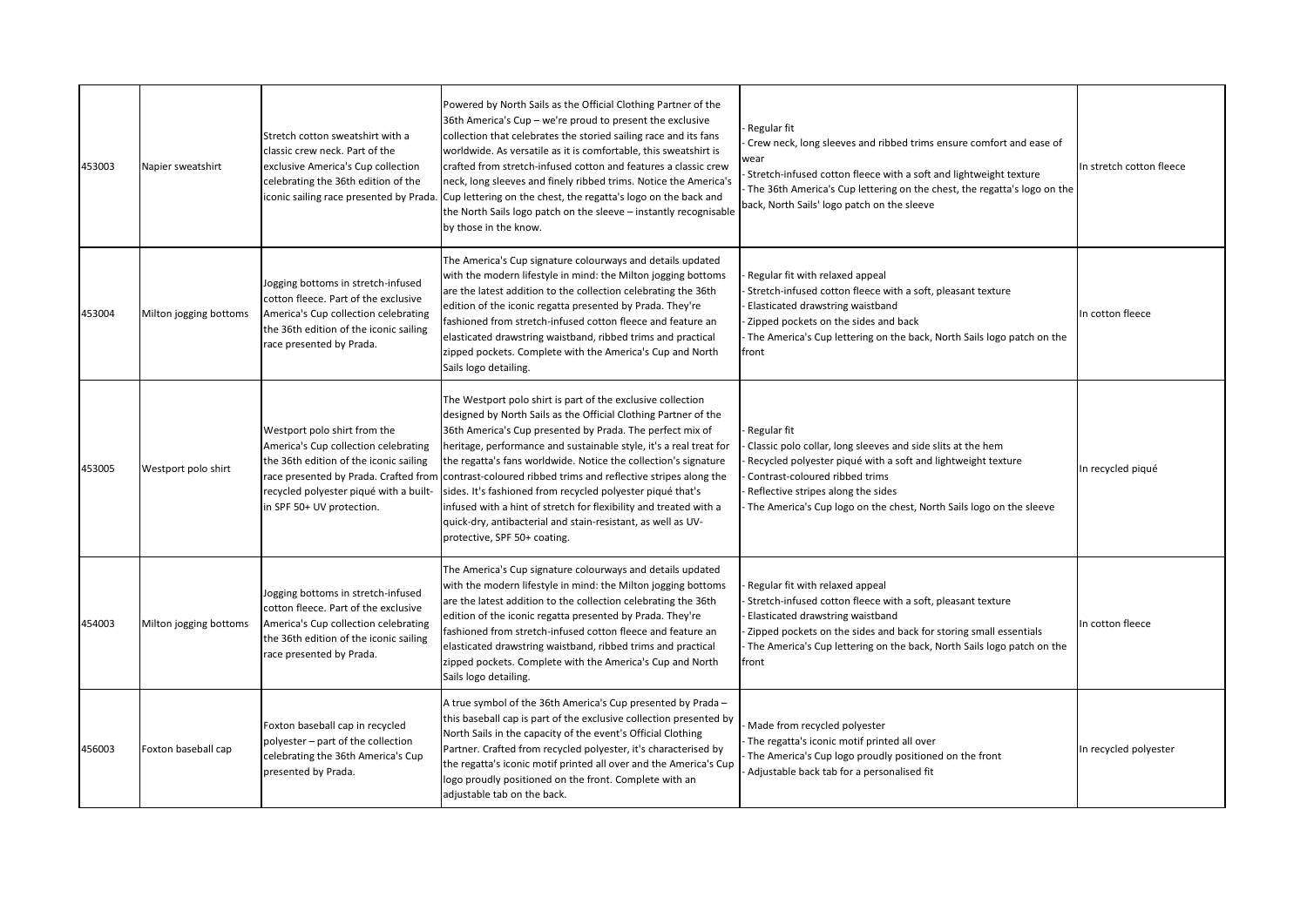| | | | | | |
|---|---|---|---|---|---|
| 453003 | Napier sweatshirt | Stretch cotton sweatshirt with a classic crew neck. Part of the exclusive America's Cup collection celebrating the 36th edition of the iconic sailing race presented by Prada. | Powered by North Sails as the Official Clothing Partner of the 36th America's Cup – we're proud to present the exclusive collection that celebrates the storied sailing race and its fans worldwide. As versatile as it is comfortable, this sweatshirt is crafted from stretch-infused cotton and features a classic crew neck, long sleeves and finely ribbed trims. Notice the America's Cup lettering on the chest, the regatta's logo on the back and the North Sails logo patch on the sleeve – instantly recognisable by those in the know. | - Regular fit<br>- Crew neck, long sleeves and ribbed trims ensure comfort and ease of wear<br>- Stretch-infused cotton fleece with a soft and lightweight texture<br>- The 36th America's Cup lettering on the chest, the regatta's logo on the back, North Sails' logo patch on the sleeve | In stretch cotton fleece |
| 453004 | Milton jogging bottoms | Jogging bottoms in stretch-infused cotton fleece. Part of the exclusive America's Cup collection celebrating the 36th edition of the iconic sailing race presented by Prada. | The America's Cup signature colourways and details updated with the modern lifestyle in mind: the Milton jogging bottoms are the latest addition to the collection celebrating the 36th edition of the iconic regatta presented by Prada. They're fashioned from stretch-infused cotton fleece and feature an elasticated drawstring waistband, ribbed trims and practical zipped pockets. Complete with the America's Cup and North Sails logo detailing. | - Regular fit with relaxed appeal<br>- Stretch-infused cotton fleece with a soft, pleasant texture<br>- Elasticated drawstring waistband<br>- Zipped pockets on the sides and back<br>- The America's Cup lettering on the back, North Sails logo patch on the front | In cotton fleece |
| 453005 | Westport polo shirt | Westport polo shirt from the America's Cup collection celebrating the 36th edition of the iconic sailing race presented by Prada. Crafted from recycled polyester piqué with a built-in SPF 50+ UV protection. | The Westport polo shirt is part of the exclusive collection designed by North Sails as the Official Clothing Partner of the 36th America's Cup presented by Prada. The perfect mix of heritage, performance and sustainable style, it's a real treat for the regatta's fans worldwide. Notice the collection's signature contrast-coloured ribbed trims and reflective stripes along the sides. It's fashioned from recycled polyester piqué that's infused with a hint of stretch for flexibility and treated with a quick-dry, antibacterial and stain-resistant, as well as UV-protective, SPF 50+ coating. | - Regular fit<br>- Classic polo collar, long sleeves and side slits at the hem<br>- Recycled polyester piqué with a soft and lightweight texture<br>- Contrast-coloured ribbed trims<br>- Reflective stripes along the sides<br>- The America's Cup logo on the chest, North Sails logo on the sleeve | In recycled piqué |
| 454003 | Milton jogging bottoms | Jogging bottoms in stretch-infused cotton fleece. Part of the exclusive America's Cup collection celebrating the 36th edition of the iconic sailing race presented by Prada. | The America's Cup signature colourways and details updated with the modern lifestyle in mind: the Milton jogging bottoms are the latest addition to the collection celebrating the 36th edition of the iconic regatta presented by Prada. They're fashioned from stretch-infused cotton fleece and feature an elasticated drawstring waistband, ribbed trims and practical zipped pockets. Complete with the America's Cup and North Sails logo detailing. | - Regular fit with relaxed appeal<br>- Stretch-infused cotton fleece with a soft, pleasant texture<br>- Elasticated drawstring waistband<br>- Zipped pockets on the sides and back for storing small essentials<br>- The America's Cup lettering on the back, North Sails logo patch on the front | In cotton fleece |
| 456003 | Foxton baseball cap | Foxton baseball cap in recycled polyester – part of the collection celebrating the 36th America's Cup presented by Prada. | A true symbol of the 36th America's Cup presented by Prada – this baseball cap is part of the exclusive collection presented by North Sails in the capacity of the event's Official Clothing Partner. Crafted from recycled polyester, it's characterised by the regatta's iconic motif printed all over and the America's Cup logo proudly positioned on the front. Complete with an adjustable tab on the back. | - Made from recycled polyester<br>- The regatta's iconic motif printed all over<br>- The America's Cup logo proudly positioned on the front<br>- Adjustable back tab for a personalised fit | In recycled polyester |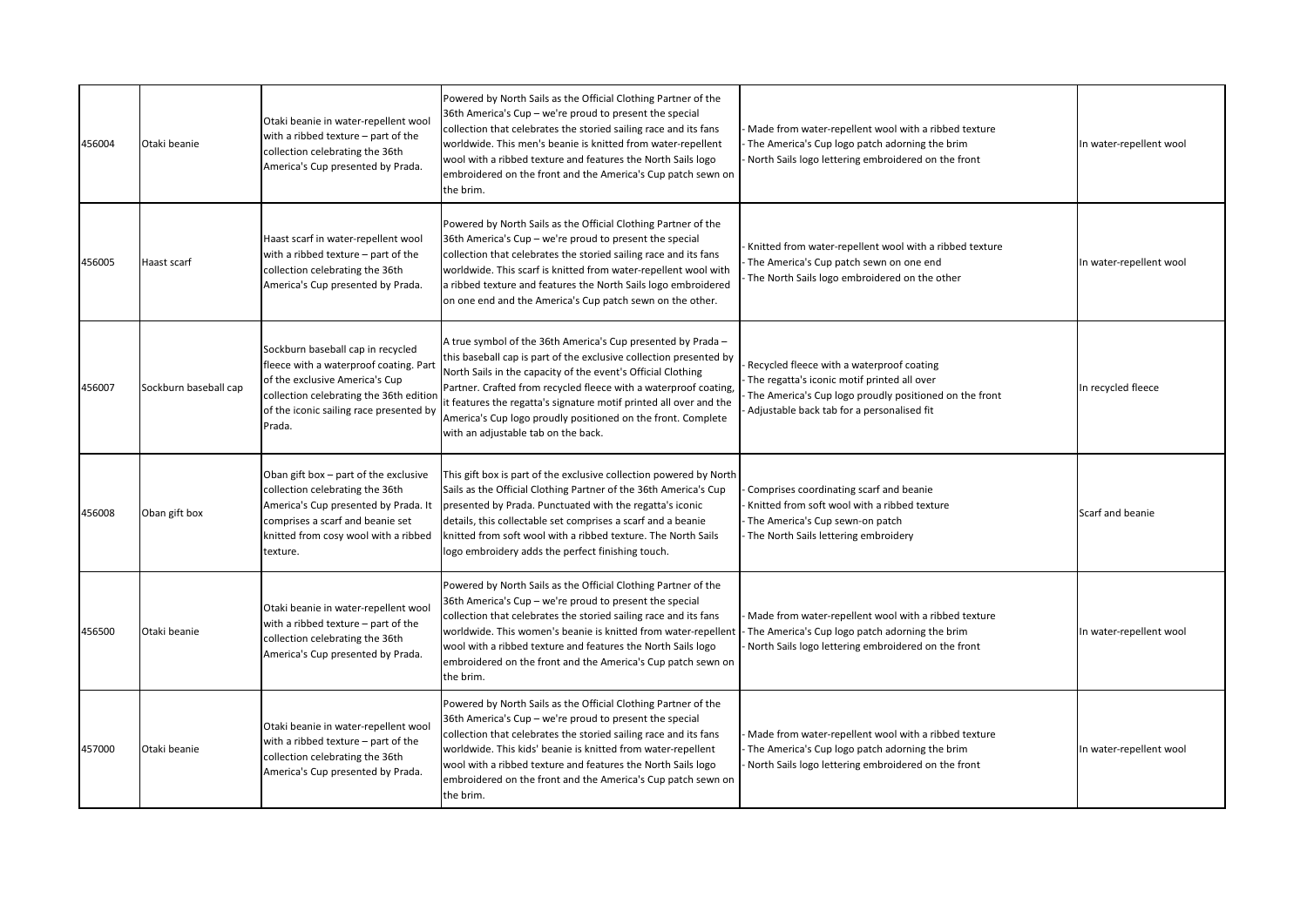| | | | | | |
|---|---|---|---|---|---|
| 456004 | Otaki beanie | Otaki beanie in water-repellent wool with a ribbed texture – part of the collection celebrating the 36th America's Cup presented by Prada. | Powered by North Sails as the Official Clothing Partner of the 36th America's Cup – we're proud to present the special collection that celebrates the storied sailing race and its fans worldwide. This men's beanie is knitted from water-repellent wool with a ribbed texture and features the North Sails logo embroidered on the front and the America's Cup patch sewn on the brim. | - Made from water-repellent wool with a ribbed texture<br>- The America's Cup logo patch adorning the brim<br>- North Sails logo lettering embroidered on the front | In water-repellent wool |
| 456005 | Haast scarf | Haast scarf in water-repellent wool with a ribbed texture – part of the collection celebrating the 36th America's Cup presented by Prada. | Powered by North Sails as the Official Clothing Partner of the 36th America's Cup – we're proud to present the special collection that celebrates the storied sailing race and its fans worldwide. This scarf is knitted from water-repellent wool with a ribbed texture and features the North Sails logo embroidered on one end and the America's Cup patch sewn on the other. | - Knitted from water-repellent wool with a ribbed texture<br>- The America's Cup patch sewn on one end<br>- The North Sails logo embroidered on the other | In water-repellent wool |
| 456007 | Sockburn baseball cap | Sockburn baseball cap in recycled fleece with a waterproof coating. Part of the exclusive America's Cup collection celebrating the 36th edition of the iconic sailing race presented by Prada. | A true symbol of the 36th America's Cup presented by Prada – this baseball cap is part of the exclusive collection presented by North Sails in the capacity of the event's Official Clothing Partner. Crafted from recycled fleece with a waterproof coating, it features the regatta's signature motif printed all over and the America's Cup logo proudly positioned on the front. Complete with an adjustable tab on the back. | - Recycled fleece with a waterproof coating<br>- The regatta's iconic motif printed all over<br>- The America's Cup logo proudly positioned on the front<br>- Adjustable back tab for a personalised fit | In recycled fleece |
| 456008 | Oban gift box | Oban gift box – part of the exclusive collection celebrating the 36th America's Cup presented by Prada. It comprises a scarf and beanie set knitted from cosy wool with a ribbed texture. | This gift box is part of the exclusive collection powered by North Sails as the Official Clothing Partner of the 36th America's Cup presented by Prada. Punctuated with the regatta's iconic details, this collectable set comprises a scarf and a beanie knitted from soft wool with a ribbed texture. The North Sails logo embroidery adds the perfect finishing touch. | - Comprises coordinating scarf and beanie<br>- Knitted from soft wool with a ribbed texture<br>- The America's Cup sewn-on patch<br>- The North Sails lettering embroidery | Scarf and beanie |
| 456500 | Otaki beanie | Otaki beanie in water-repellent wool with a ribbed texture – part of the collection celebrating the 36th America's Cup presented by Prada. | Powered by North Sails as the Official Clothing Partner of the 36th America's Cup – we're proud to present the special collection that celebrates the storied sailing race and its fans worldwide. This women's beanie is knitted from water-repellent wool with a ribbed texture and features the North Sails logo embroidered on the front and the America's Cup patch sewn on the brim. | - Made from water-repellent wool with a ribbed texture<br>- The America's Cup logo patch adorning the brim<br>- North Sails logo lettering embroidered on the front | In water-repellent wool |
| 457000 | Otaki beanie | Otaki beanie in water-repellent wool with a ribbed texture – part of the collection celebrating the 36th America's Cup presented by Prada. | Powered by North Sails as the Official Clothing Partner of the 36th America's Cup – we're proud to present the special collection that celebrates the storied sailing race and its fans worldwide. This kids' beanie is knitted from water-repellent wool with a ribbed texture and features the North Sails logo embroidered on the front and the America's Cup patch sewn on the brim. | - Made from water-repellent wool with a ribbed texture<br>- The America's Cup logo patch adorning the brim<br>- North Sails logo lettering embroidered on the front | In water-repellent wool |